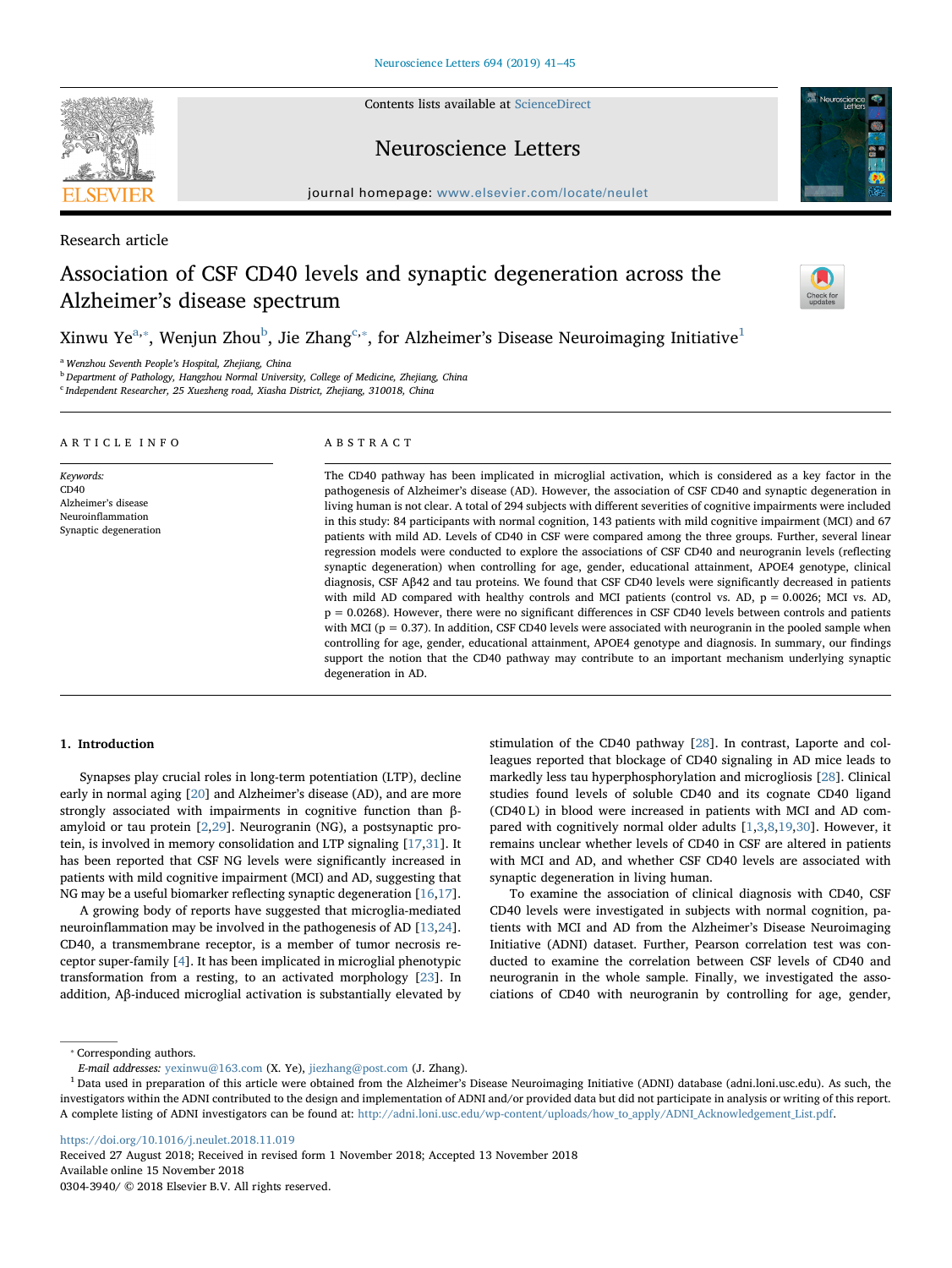Research article

# Association of CSF CD40 levels and synaptic degeneration across the Alzheimer's disease spectrum

Xinwu Ye[a,*], Wenjun Zhou[b], Jie Zhang[c,*], for Alzheimer's Disease Neuroimaging Initiative[1]

[a] Wenzhou Seventh People's Hospital, Zhejiang, China
[b] Department of Pathology, Hangzhou Normal University, College of Medicine, Zhejiang, China
[c] Independent Researcher, 25 Xuezheng road, Xiasha District, Zhejiang, 310018, China

## ARTICLE INFO

*Keywords:*
CD40
Alzheimer's disease
Neuroinflammation
Synaptic degeneration

## ABSTRACT

The CD40 pathway has been implicated in microglial activation, which is considered as a key factor in the pathogenesis of Alzheimer's disease (AD). However, the association of CSF CD40 and synaptic degeneration in living human is not clear. A total of 294 subjects with different severities of cognitive impairments were included in this study: 84 participants with normal cognition, 143 patients with mild cognitive impairment (MCI) and 67 patients with mild AD. Levels of CD40 in CSF were compared among the three groups. Further, several linear regression models were conducted to explore the associations of CSF CD40 and neurogranin levels (reflecting synaptic degeneration) when controlling for age, gender, educational attainment, APOE4 genotype, clinical diagnosis, CSF Aβ42 and tau proteins. We found that CSF CD40 levels were significantly decreased in patients with mild AD compared with healthy controls and MCI patients (control vs. AD, $p = 0.0026$; MCI vs. AD, $p = 0.0268$). However, there were no significant differences in CSF CD40 levels between controls and patients with MCI ($p = 0.37$). In addition, CSF CD40 levels were associated with neurogranin in the pooled sample when controlling for age, gender, educational attainment, APOE4 genotype and diagnosis. In summary, our findings support the notion that the CD40 pathway may contribute to an important mechanism underlying synaptic degeneration in AD.

## 1. Introduction

Synapses play crucial roles in long-term potentiation (LTP), decline early in normal aging [20] and Alzheimer's disease (AD), and are more strongly associated with impairments in cognitive function than β-amyloid or tau protein [2,29]. Neurogranin (NG), a postsynaptic protein, is involved in memory consolidation and LTP signaling [17,31]. It has been reported that CSF NG levels were significantly increased in patients with mild cognitive impairment (MCI) and AD, suggesting that NG may be a useful biomarker reflecting synaptic degeneration [16,17].

A growing body of reports have suggested that microglia-mediated neuroinflammation may be involved in the pathogenesis of AD [13,24]. CD40, a transmembrane receptor, is a member of tumor necrosis receptor super-family [4]. It has been implicated in microglial phenotypic transformation from a resting, to an activated morphology [23]. In addition, Aβ-induced microglial activation is substantially elevated by stimulation of the CD40 pathway [28]. In contrast, Laporte and colleagues reported that blockage of CD40 signaling in AD mice leads to markedly less tau hyperphosphorylation and microgliosis [28]. Clinical studies found levels of soluble CD40 and its cognate CD40 ligand (CD40 L) in blood were increased in patients with MCI and AD compared with cognitively normal older adults [1,3,8,19,30]. However, it remains unclear whether levels of CD40 in CSF are altered in patients with MCI and AD, and whether CSF CD40 levels are associated with synaptic degeneration in living human.

To examine the association of clinical diagnosis with CD40, CSF CD40 levels were investigated in subjects with normal cognition, patients with MCI and AD from the Alzheimer's Disease Neuroimaging Initiative (ADNI) dataset. Further, Pearson correlation test was conducted to examine the correlation between CSF levels of CD40 and neurogranin in the whole sample. Finally, we investigated the associations of CD40 with neurogranin by controlling for age, gender,

* Corresponding authors.
*E-mail addresses:* yexinwu@163.com (X. Ye), jiezhang@post.com (J. Zhang).
[1] Data used in preparation of this article were obtained from the Alzheimer's Disease Neuroimaging Initiative (ADNI) database (adni.loni.usc.edu). As such, the investigators within the ADNI contributed to the design and implementation of ADNI and/or provided data but did not participate in analysis or writing of this report. A complete listing of ADNI investigators can be found at: http://adni.loni.usc.edu/wp-content/uploads/how_to_apply/ADNI_Acknowledgement_List.pdf.

https://doi.org/10.1016/j.neulet.2018.11.019
Received 27 August 2018; Received in revised form 1 November 2018; Accepted 13 November 2018
Available online 15 November 2018
0304-3940/ © 2018 Elsevier B.V. All rights reserved.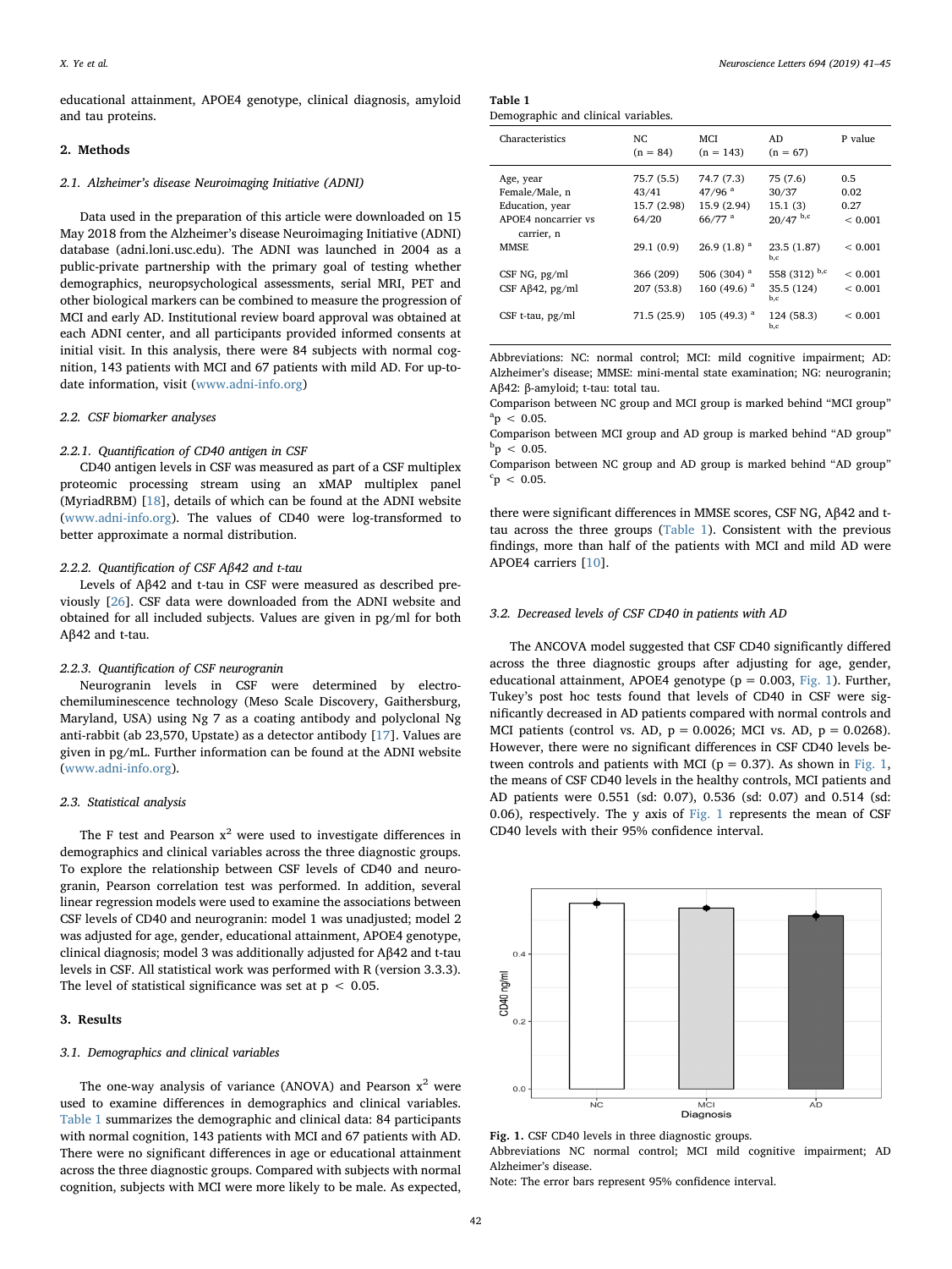educational attainment, APOE4 genotype, clinical diagnosis, amyloid and tau proteins.

## 2. Methods

### 2.1. Alzheimer's disease Neuroimaging Initiative (ADNI)

Data used in the preparation of this article were downloaded on 15 May 2018 from the Alzheimer's disease Neuroimaging Initiative (ADNI) database (adni.loni.usc.edu). The ADNI was launched in 2004 as a public-private partnership with the primary goal of testing whether demographics, neuropsychological assessments, serial MRI, PET and other biological markers can be combined to measure the progression of MCI and early AD. Institutional review board approval was obtained at each ADNI center, and all participants provided informed consents at initial visit. In this analysis, there were 84 subjects with normal cognition, 143 patients with MCI and 67 patients with mild AD. For up-to-date information, visit (www.adni-info.org)

### 2.2. CSF biomarker analyses

#### 2.2.1. Quantification of CD40 antigen in CSF

CD40 antigen levels in CSF was measured as part of a CSF multiplex proteomic processing stream using an xMAP multiplex panel (MyriadRBM) [18], details of which can be found at the ADNI website (www.adni-info.org). The values of CD40 were log-transformed to better approximate a normal distribution.

#### 2.2.2. Quantification of CSF Aβ42 and t-tau

Levels of Aβ42 and t-tau in CSF were measured as described previously [26]. CSF data were downloaded from the ADNI website and obtained for all included subjects. Values are given in pg/ml for both Aβ42 and t-tau.

#### 2.2.3. Quantification of CSF neurogranin

Neurogranin levels in CSF were determined by electrochemiluminescence technology (Meso Scale Discovery, Gaithersburg, Maryland, USA) using Ng 7 as a coating antibody and polyclonal Ng anti-rabbit (ab 23,570, Upstate) as a detector antibody [17]. Values are given in pg/mL. Further information can be found at the ADNI website (www.adni-info.org).

### 2.3. Statistical analysis

The F test and Pearson $x^2$ were used to investigate differences in demographics and clinical variables across the three diagnostic groups. To explore the relationship between CSF levels of CD40 and neurogranin, Pearson correlation test was performed. In addition, several linear regression models were used to examine the associations between CSF levels of CD40 and neurogranin: model 1 was unadjusted; model 2 was adjusted for age, gender, educational attainment, APOE4 genotype, clinical diagnosis; model 3 was additionally adjusted for Aβ42 and t-tau levels in CSF. All statistical work was performed with R (version 3.3.3). The level of statistical significance was set at $p < 0.05$.

## 3. Results

### 3.1. Demographics and clinical variables

The one-way analysis of variance (ANOVA) and Pearson $x^2$ were used to examine differences in demographics and clinical variables. Table 1 summarizes the demographic and clinical data: 84 participants with normal cognition, 143 patients with MCI and 67 patients with AD. There were no significant differences in age or educational attainment across the three diagnostic groups. Compared with subjects with normal cognition, subjects with MCI were more likely to be male. As expected, there were significant differences in MMSE scores, CSF NG, Aβ42 and t-tau across the three groups (Table 1). Consistent with the previous findings, more than half of the patients with MCI and mild AD were APOE4 carriers [10].

**Table 1**
Demographic and clinical variables.

| Characteristics | NC (n = 84) | MCI (n = 143) | AD (n = 67) | P value |
|---|---|---|---|---|
| Age, year | 75.7 (5.5) | 74.7 (7.3) | 75 (7.6) | 0.5 |
| Female/Male, n | 43/41 | 47/96 [a] | 30/37 | 0.02 |
| Education, year | 15.7 (2.98) | 15.9 (2.94) | 15.1 (3) | 0.27 |
| APOE4 noncarrier vs carrier, n | 64/20 | 66/77 [a] | 20/47 [b,c] | < 0.001 |
| MMSE | 29.1 (0.9) | 26.9 (1.8) [a] | 23.5 (1.87) [b,c] | < 0.001 |
| CSF NG, pg/ml | 366 (209) | 506 (304) [a] | 558 (312) [b,c] | < 0.001 |
| CSF Aβ42, pg/ml | 207 (53.8) | 160 (49.6) [a] | 35.5 (124) [b,c] | < 0.001 |
| CSF t-tau, pg/ml | 71.5 (25.9) | 105 (49.3) [a] | 124 (58.3) [b,c] | < 0.001 |

Abbreviations: NC: normal control; MCI: mild cognitive impairment; AD: Alzheimer's disease; MMSE: mini-mental state examination; NG: neurogranin; Aβ42: β-amyloid; t-tau: total tau.
Comparison between NC group and MCI group is marked behind "MCI group"
[a] $p < 0.05$.
Comparison between MCI group and AD group is marked behind "AD group"
[b] $p < 0.05$.
Comparison between NC group and AD group is marked behind "AD group"
[c] $p < 0.05$.

### 3.2. Decreased levels of CSF CD40 in patients with AD

The ANCOVA model suggested that CSF CD40 significantly differed across the three diagnostic groups after adjusting for age, gender, educational attainment, APOE4 genotype ($p = 0.003$, Fig. 1). Further, Tukey's post hoc tests found that levels of CD40 in CSF were significantly decreased in AD patients compared with normal controls and MCI patients (control vs. AD, $p = 0.0026$; MCI vs. AD, $p = 0.0268$). However, there were no significant differences in CSF CD40 levels between controls and patients with MCI ($p = 0.37$). As shown in Fig. 1, the means of CSF CD40 levels in the healthy controls, MCI patients and AD patients were 0.551 (sd: 0.07), 0.536 (sd: 0.07) and 0.514 (sd: 0.06), respectively. The y axis of Fig. 1 represents the mean of CSF CD40 levels with their 95% confidence interval.

**Fig. 1.** CSF CD40 levels in three diagnostic groups.
Abbreviations NC normal control; MCI mild cognitive impairment; AD Alzheimer's disease.
Note: The error bars represent 95% confidence interval.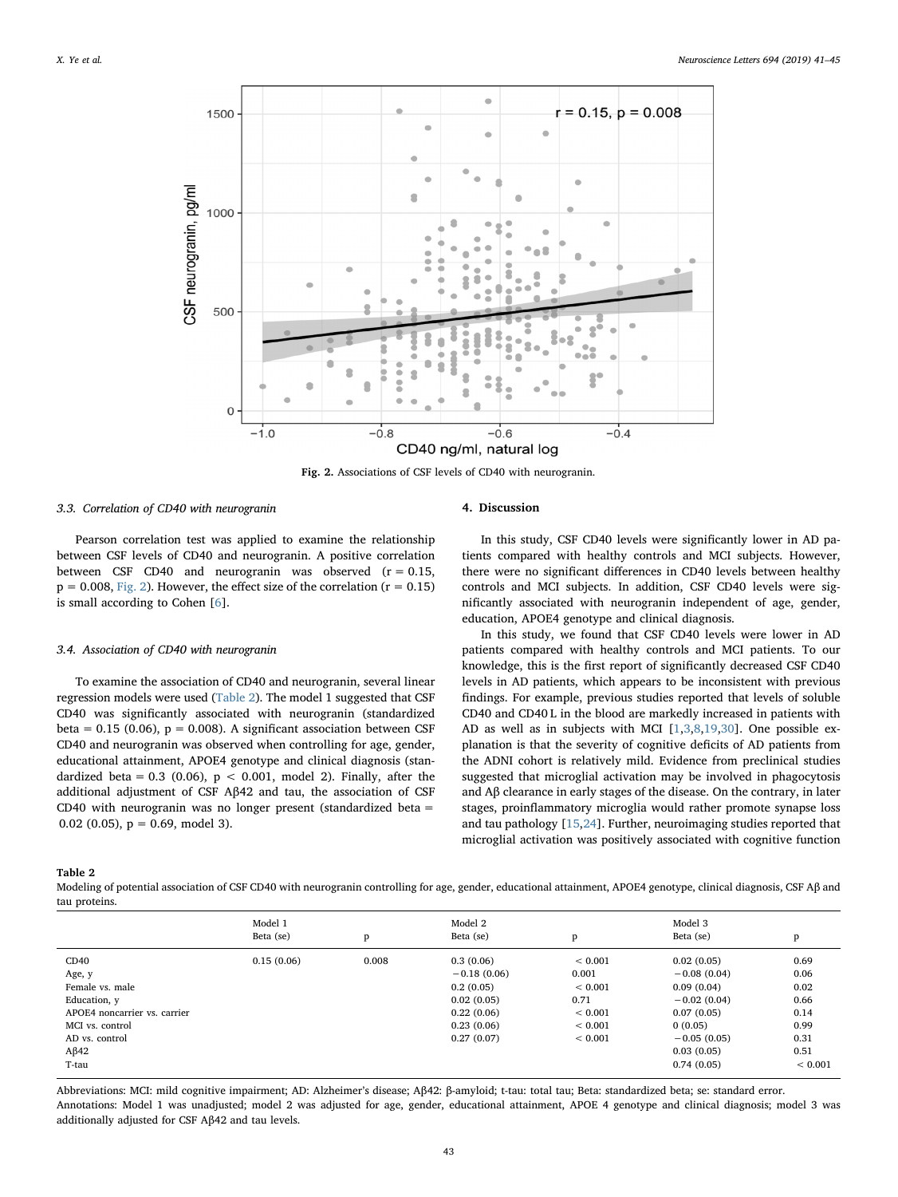Fig. 2. Associations of CSF levels of CD40 with neurogranin.

### 3.3. Correlation of CD40 with neurogranin

Pearson correlation test was applied to examine the relationship between CSF levels of CD40 and neurogranin. A positive correlation between CSF CD40 and neurogranin was observed ($r = 0.15$, $p = 0.008$, Fig. 2). However, the effect size of the correlation ($r = 0.15$) is small according to Cohen [6].

### 3.4. Association of CD40 with neurogranin

To examine the association of CD40 and neurogranin, several linear regression models were used (Table 2). The model 1 suggested that CSF CD40 was significantly associated with neurogranin (standardized beta = 0.15 (0.06), $p = 0.008$). A significant association between CSF CD40 and neurogranin was observed when controlling for age, gender, educational attainment, APOE4 genotype and clinical diagnosis (standardized beta = 0.3 (0.06), $p < 0.001$, model 2). Finally, after the additional adjustment of CSF Aβ42 and tau, the association of CSF CD40 with neurogranin was no longer present (standardized beta = 0.02 (0.05), $p = 0.69$, model 3).

## 4. Discussion

In this study, CSF CD40 levels were significantly lower in AD patients compared with healthy controls and MCI subjects. However, there were no significant differences in CD40 levels between healthy controls and MCI subjects. In addition, CSF CD40 levels were significantly associated with neurogranin independent of age, gender, education, APOE4 genotype and clinical diagnosis.

In this study, we found that CSF CD40 levels were lower in AD patients compared with healthy controls and MCI patients. To our knowledge, this is the first report of significantly decreased CSF CD40 levels in AD patients, which appears to be inconsistent with previous findings. For example, previous studies reported that levels of soluble CD40 and CD40 L in the blood are markedly increased in patients with AD as well as in subjects with MCI [1,3,8,19,30]. One possible explanation is that the severity of cognitive deficits of AD patients from the ADNI cohort is relatively mild. Evidence from preclinical studies suggested that microglial activation may be involved in phagocytosis and Aβ clearance in early stages of the disease. On the contrary, in later stages, proinflammatory microglia would rather promote synapse loss and tau pathology [15,24]. Further, neuroimaging studies reported that microglial activation was positively associated with cognitive function

**Table 2**
Modeling of potential association of CSF CD40 with neurogranin controlling for age, gender, educational attainment, APOE4 genotype, clinical diagnosis, CSF Aβ and tau proteins.

| | Model 1 Beta (se) | p | Model 2 Beta (se) | p | Model 3 Beta (se) | p |
|---|---|---|---|---|---|---|
| CD40 | 0.15 (0.06) | 0.008 | 0.3 (0.06) | < 0.001 | 0.02 (0.05) | 0.69 |
| Age, y | | | −0.18 (0.06) | 0.001 | −0.08 (0.04) | 0.06 |
| Female vs. male | | | 0.2 (0.05) | < 0.001 | 0.09 (0.04) | 0.02 |
| Education, y | | | 0.02 (0.05) | 0.71 | −0.02 (0.04) | 0.66 |
| APOE4 noncarrier vs. carrier | | | 0.22 (0.06) | < 0.001 | 0.07 (0.05) | 0.14 |
| MCI vs. control | | | 0.23 (0.06) | < 0.001 | 0 (0.05) | 0.99 |
| AD vs. control | | | 0.27 (0.07) | < 0.001 | −0.05 (0.05) | 0.31 |
| Aβ42 | | | | | 0.03 (0.05) | 0.51 |
| T-tau | | | | | 0.74 (0.05) | < 0.001 |

Abbreviations: MCI: mild cognitive impairment; AD: Alzheimer's disease; Aβ42: β-amyloid; t-tau: total tau; Beta: standardized beta; se: standard error.
Annotations: Model 1 was unadjusted; model 2 was adjusted for age, gender, educational attainment, APOE 4 genotype and clinical diagnosis; model 3 was additionally adjusted for CSF Aβ42 and tau levels.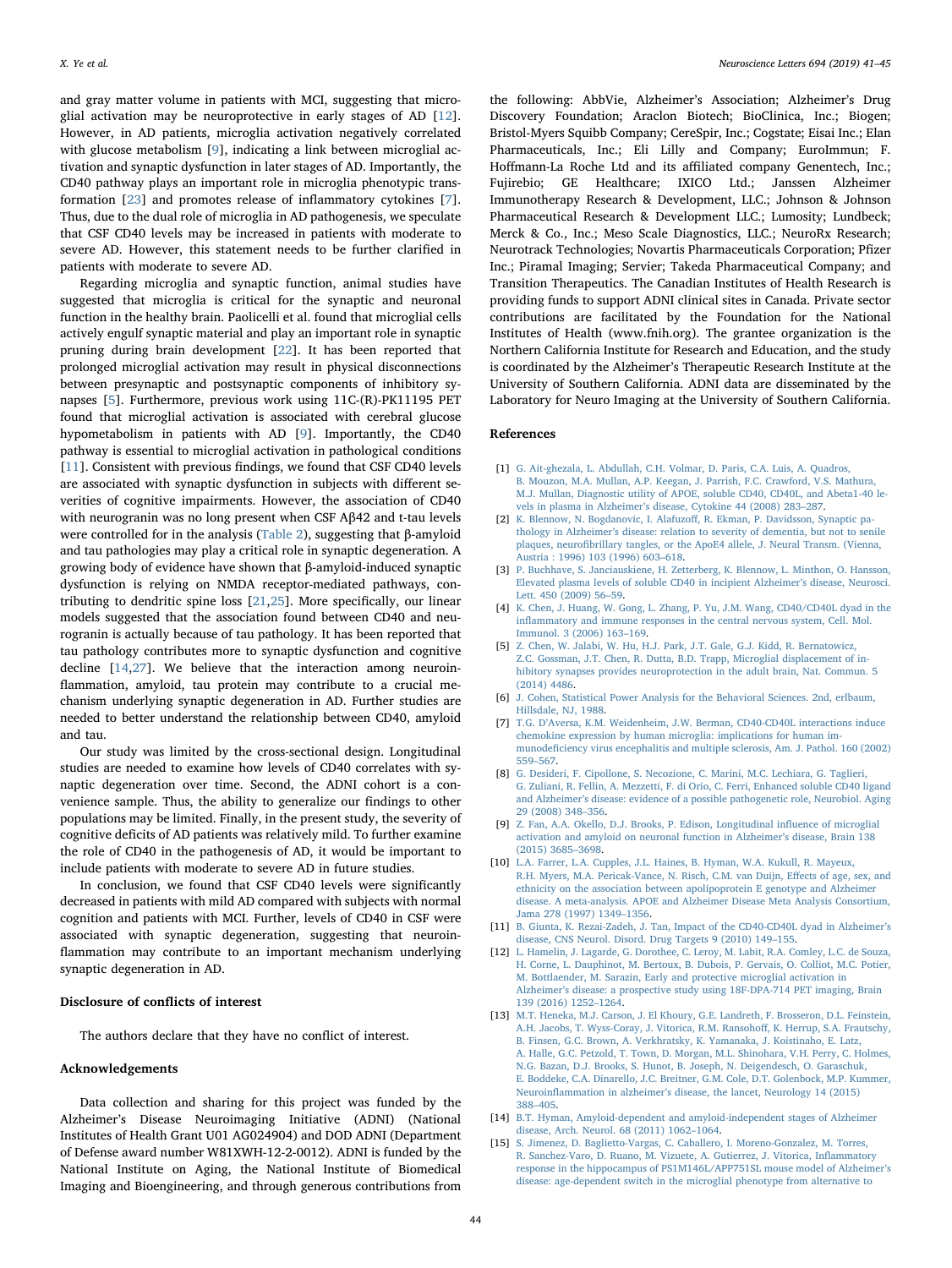and gray matter volume in patients with MCI, suggesting that microglial activation may be neuroprotective in early stages of AD [12]. However, in AD patients, microglia activation negatively correlated with glucose metabolism [9], indicating a link between microglial activation and synaptic dysfunction in later stages of AD. Importantly, the CD40 pathway plays an important role in microglia phenotypic transformation [23] and promotes release of inflammatory cytokines [7]. Thus, due to the dual role of microglia in AD pathogenesis, we speculate that CSF CD40 levels may be increased in patients with moderate to severe AD. However, this statement needs to be further clarified in patients with moderate to severe AD.

Regarding microglia and synaptic function, animal studies have suggested that microglia is critical for the synaptic and neuronal function in the healthy brain. Paolicelli et al. found that microglial cells actively engulf synaptic material and play an important role in synaptic pruning during brain development [22]. It has been reported that prolonged microglial activation may result in physical disconnections between presynaptic and postsynaptic components of inhibitory synapses [5]. Furthermore, previous work using 11C-(R)-PK11195 PET found that microglial activation is associated with cerebral glucose hypometabolism in patients with AD [9]. Importantly, the CD40 pathway is essential to microglial activation in pathological conditions [11]. Consistent with previous findings, we found that CSF CD40 levels are associated with synaptic dysfunction in subjects with different severities of cognitive impairments. However, the association of CD40 with neurogranin was no long present when CSF Aβ42 and t-tau levels were controlled for in the analysis (Table 2), suggesting that β-amyloid and tau pathologies may play a critical role in synaptic degeneration. A growing body of evidence have shown that β-amyloid-induced synaptic dysfunction is relying on NMDA receptor-mediated pathways, contributing to dendritic spine loss [21,25]. More specifically, our linear models suggested that the association found between CD40 and neurogranin is actually because of tau pathology. It has been reported that tau pathology contributes more to synaptic dysfunction and cognitive decline [14,27]. We believe that the interaction among neuroinflammation, amyloid, tau protein may contribute to a crucial mechanism underlying synaptic degeneration in AD. Further studies are needed to better understand the relationship between CD40, amyloid and tau.

Our study was limited by the cross-sectional design. Longitudinal studies are needed to examine how levels of CD40 correlates with synaptic degeneration over time. Second, the ADNI cohort is a convenience sample. Thus, the ability to generalize our findings to other populations may be limited. Finally, in the present study, the severity of cognitive deficits of AD patients was relatively mild. To further examine the role of CD40 in the pathogenesis of AD, it would be important to include patients with moderate to severe AD in future studies.

In conclusion, we found that CSF CD40 levels were significantly decreased in patients with mild AD compared with subjects with normal cognition and patients with MCI. Further, levels of CD40 in CSF were associated with synaptic degeneration, suggesting that neuroinflammation may contribute to an important mechanism underlying synaptic degeneration in AD.

## Disclosure of conflicts of interest

The authors declare that they have no conflict of interest.

## Acknowledgements

Data collection and sharing for this project was funded by the Alzheimer's Disease Neuroimaging Initiative (ADNI) (National Institutes of Health Grant U01 AG024904) and DOD ADNI (Department of Defense award number W81XWH-12-2-0012). ADNI is funded by the National Institute on Aging, the National Institute of Biomedical Imaging and Bioengineering, and through generous contributions from the following: AbbVie, Alzheimer's Association; Alzheimer's Drug Discovery Foundation; Araclon Biotech; BioClinica, Inc.; Biogen; Bristol-Myers Squibb Company; CereSpir, Inc.; Cogstate; Eisai Inc.; Elan Pharmaceuticals, Inc.; Eli Lilly and Company; EuroImmun; F. Hoffmann-La Roche Ltd and its affiliated company Genentech, Inc.; Fujirebio; GE Healthcare; IXICO Ltd.; Janssen Alzheimer Immunotherapy Research & Development, LLC.; Johnson & Johnson Pharmaceutical Research & Development LLC.; Lumosity; Lundbeck; Merck & Co., Inc.; Meso Scale Diagnostics, LLC.; NeuroRx Research; Neurotrack Technologies; Novartis Pharmaceuticals Corporation; Pfizer Inc.; Piramal Imaging; Servier; Takeda Pharmaceutical Company; and Transition Therapeutics. The Canadian Institutes of Health Research is providing funds to support ADNI clinical sites in Canada. Private sector contributions are facilitated by the Foundation for the National Institutes of Health (www.fnih.org). The grantee organization is the Northern California Institute for Research and Education, and the study is coordinated by the Alzheimer's Therapeutic Research Institute at the University of Southern California. ADNI data are disseminated by the Laboratory for Neuro Imaging at the University of Southern California.

## References

[1] G. Ait-ghezala, L. Abdullah, C.H. Volmar, D. Paris, C.A. Luis, A. Quadros, B. Mouzon, M.A. Mullan, A.P. Keegan, J. Parrish, F.C. Crawford, V.S. Mathura, M.J. Mullan, Diagnostic utility of APOE, soluble CD40, CD40L, and Abeta1-40 levels in plasma in Alzheimer's disease, Cytokine 44 (2008) 283–287.

[2] K. Blennow, N. Bogdanovic, I. Alafuzoff, R. Ekman, P. Davidsson, Synaptic pathology in Alzheimer's disease: relation to severity of dementia, but not to senile plaques, neurofibrillary tangles, or the ApoE4 allele, J. Neural Transm. (Vienna, Austria : 1996) 103 (1996) 603–618.

[3] P. Buchhave, S. Janciauskiene, H. Zetterberg, K. Blennow, L. Minthon, O. Hansson, Elevated plasma levels of soluble CD40 in incipient Alzheimer's disease, Neurosci. Lett. 450 (2009) 56–59.

[4] K. Chen, J. Huang, W. Gong, L. Zhang, P. Yu, J.M. Wang, CD40/CD40L dyad in the inflammatory and immune responses in the central nervous system, Cell. Mol. Immunol. 3 (2006) 163–169.

[5] Z. Chen, W. Jalabi, W. Hu, H.J. Park, J.T. Gale, G.J. Kidd, R. Bernatowicz, Z.C. Gossman, J.T. Chen, R. Dutta, B.D. Trapp, Microglial displacement of inhibitory synapses provides neuroprotection in the adult brain, Nat. Commun. 5 (2014) 4486.

[6] J. Cohen, Statistical Power Analysis for the Behavioral Sciences. 2nd, erlbaum, Hillsdale, NJ, 1988.

[7] T.G. D'Aversa, K.M. Weidenheim, J.W. Berman, CD40-CD40L interactions induce chemokine expression by human microglia: implications for human immunodeficiency virus encephalitis and multiple sclerosis, Am. J. Pathol. 160 (2002) 559–567.

[8] G. Desideri, F. Cipollone, S. Necozione, C. Marini, M.C. Lechiara, G. Taglieri, G. Zuliani, R. Fellin, A. Mezzetti, F. di Orio, C. Ferri, Enhanced soluble CD40 ligand and Alzheimer's disease: evidence of a possible pathogenetic role, Neurobiol. Aging 29 (2008) 348–356.

[9] Z. Fan, A.A. Okello, D.J. Brooks, P. Edison, Longitudinal influence of microglial activation and amyloid on neuronal function in Alzheimer's disease, Brain 138 (2015) 3685–3698.

[10] L.A. Farrer, L.A. Cupples, J.L. Haines, B. Hyman, W.A. Kukull, R. Mayeux, R.H. Myers, M.A. Pericak-Vance, N. Risch, C.M. van Duijn, Effects of age, sex, and ethnicity on the association between apolipoprotein E genotype and Alzheimer disease. A meta-analysis. APOE and Alzheimer Disease Meta Analysis Consortium, Jama 278 (1997) 1349–1356.

[11] B. Giunta, K. Rezai-Zadeh, J. Tan, Impact of the CD40-CD40L dyad in Alzheimer's disease, CNS Neurol. Disord. Drug Targets 9 (2010) 149–155.

[12] L. Hamelin, J. Lagarde, G. Dorothee, C. Leroy, M. Labit, R.A. Comley, L.C. de Souza, H. Corne, L. Dauphinot, M. Bertoux, B. Dubois, P. Gervais, O. Colliot, M.C. Potier, M. Bottlaender, M. Sarazin, Early and protective microglial activation in Alzheimer's disease: a prospective study using 18F-DPA-714 PET imaging, Brain 139 (2016) 1252–1264.

[13] M.T. Heneka, M.J. Carson, J. El Khoury, G.E. Landreth, F. Brosseron, D.L. Feinstein, A.H. Jacobs, T. Wyss-Coray, J. Vitorica, R.M. Ransohoff, K. Herrup, S.A. Frautschy, B. Finsen, G.C. Brown, A. Verkhratsky, K. Yamanaka, J. Koistinaho, E. Latz, A. Halle, G.C. Petzold, T. Town, D. Morgan, M.L. Shinohara, V.H. Perry, C. Holmes, N.G. Bazan, D.J. Brooks, S. Hunot, B. Joseph, N. Deigendesch, O. Garaschuk, E. Boddeke, C.A. Dinarello, J.C. Breitner, G.M. Cole, D.T. Golenbock, M.P. Kummer, Neuroinflammation in alzheimer's disease, the lancet, Neurology 14 (2015) 388–405.

[14] B.T. Hyman, Amyloid-dependent and amyloid-independent stages of Alzheimer disease, Arch. Neurol. 68 (2011) 1062–1064.

[15] S. Jimenez, D. Baglietto-Vargas, C. Caballero, I. Moreno-Gonzalez, M. Torres, R. Sanchez-Varo, D. Ruano, M. Vizuete, A. Gutierrez, J. Vitorica, Inflammatory response in the hippocampus of PS1M146L/APP751SL mouse model of Alzheimer's disease: age-dependent switch in the microglial phenotype from alternative to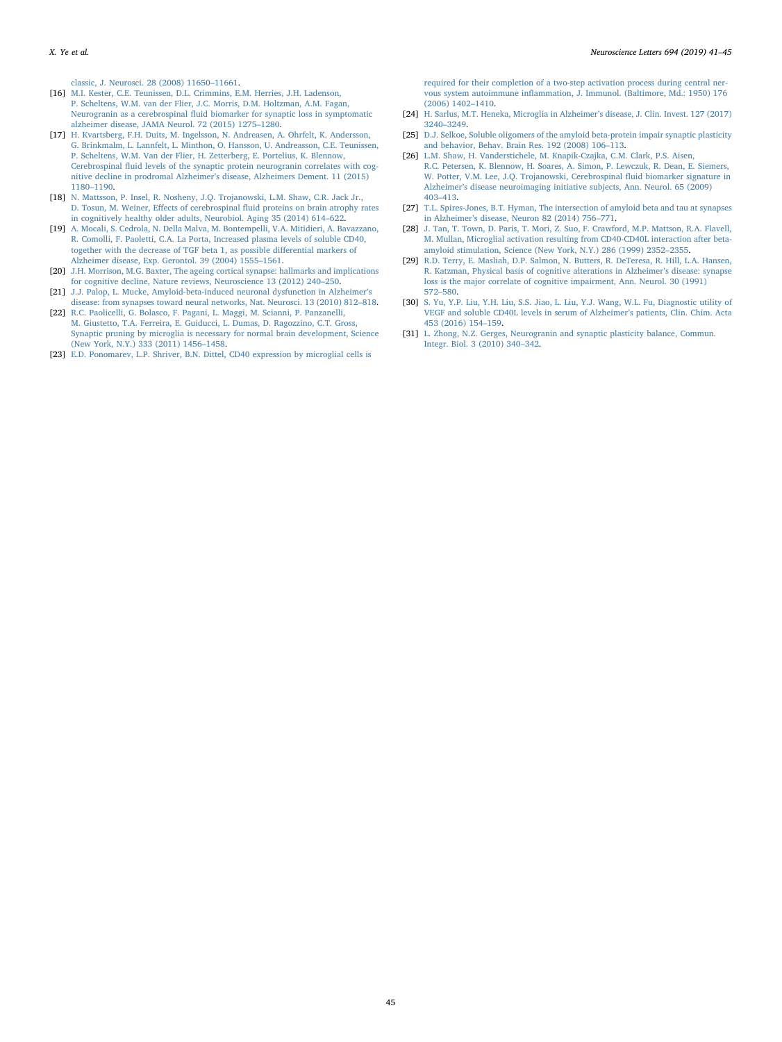classic, J. Neurosci. 28 (2008) 11650–11661.

[16] M.I. Kester, C.E. Teunissen, D.L. Crimmins, E.M. Herries, J.H. Ladenson, P. Scheltens, W.M. van der Flier, J.C. Morris, D.M. Holtzman, A.M. Fagan, Neurogranin as a cerebrospinal fluid biomarker for synaptic loss in symptomatic alzheimer disease, JAMA Neurol. 72 (2015) 1275–1280.

[17] H. Kvartsberg, F.H. Duits, M. Ingelsson, N. Andreasen, A. Ohrfelt, K. Andersson, G. Brinkmalm, L. Lannfelt, L. Minthon, O. Hansson, U. Andreasson, C.E. Teunissen, P. Scheltens, W.M. Van der Flier, H. Zetterberg, E. Portelius, K. Blennow, Cerebrospinal fluid levels of the synaptic protein neurogranin correlates with cognitive decline in prodromal Alzheimer's disease, Alzheimers Dement. 11 (2015) 1180–1190.

[18] N. Mattsson, P. Insel, R. Nosheny, J.Q. Trojanowski, L.M. Shaw, C.R. Jack Jr., D. Tosun, M. Weiner, Effects of cerebrospinal fluid proteins on brain atrophy rates in cognitively healthy older adults, Neurobiol. Aging 35 (2014) 614–622.

[19] A. Mocali, S. Cedrola, N. Della Malva, M. Bontempelli, V.A. Mitidieri, A. Bavazzano, R. Comolli, F. Paoletti, C.A. La Porta, Increased plasma levels of soluble CD40, together with the decrease of TGF beta 1, as possible differential markers of Alzheimer disease, Exp. Gerontol. 39 (2004) 1555–1561.

[20] J.H. Morrison, M.G. Baxter, The ageing cortical synapse: hallmarks and implications for cognitive decline, Nature reviews, Neuroscience 13 (2012) 240–250.

[21] J.J. Palop, L. Mucke, Amyloid-beta-induced neuronal dysfunction in Alzheimer's disease: from synapses toward neural networks, Nat. Neurosci. 13 (2010) 812–818.

[22] R.C. Paolicelli, G. Bolasco, F. Pagani, L. Maggi, M. Scianni, P. Panzanelli, M. Giustetto, T.A. Ferreira, E. Guiducci, L. Dumas, D. Ragozzino, C.T. Gross, Synaptic pruning by microglia is necessary for normal brain development, Science (New York, N.Y.) 333 (2011) 1456–1458.

[23] E.D. Ponomarev, L.P. Shriver, B.N. Dittel, CD40 expression by microglial cells is required for their completion of a two-step activation process during central nervous system autoimmune inflammation, J. Immunol. (Baltimore, Md.: 1950) 176 (2006) 1402–1410.

[24] H. Sarlus, M.T. Heneka, Microglia in Alzheimer's disease, J. Clin. Invest. 127 (2017) 3240–3249.

[25] D.J. Selkoe, Soluble oligomers of the amyloid beta-protein impair synaptic plasticity and behavior, Behav. Brain Res. 192 (2008) 106–113.

[26] L.M. Shaw, H. Vanderstichele, M. Knapik-Czajka, C.M. Clark, P.S. Aisen, R.C. Petersen, K. Blennow, H. Soares, A. Simon, P. Lewczuk, R. Dean, E. Siemers, W. Potter, V.M. Lee, J.Q. Trojanowski, Cerebrospinal fluid biomarker signature in Alzheimer's disease neuroimaging initiative subjects, Ann. Neurol. 65 (2009) 403–413.

[27] T.L. Spires-Jones, B.T. Hyman, The intersection of amyloid beta and tau at synapses in Alzheimer's disease, Neuron 82 (2014) 756–771.

[28] J. Tan, T. Town, D. Paris, T. Mori, Z. Suo, F. Crawford, M.P. Mattson, R.A. Flavell, M. Mullan, Microglial activation resulting from CD40-CD40L interaction after beta-amyloid stimulation, Science (New York, N.Y.) 286 (1999) 2352–2355.

[29] R.D. Terry, E. Masliah, D.P. Salmon, N. Butters, R. DeTeresa, R. Hill, L.A. Hansen, R. Katzman, Physical basis of cognitive alterations in Alzheimer's disease: synapse loss is the major correlate of cognitive impairment, Ann. Neurol. 30 (1991) 572–580.

[30] S. Yu, Y.P. Liu, Y.H. Liu, S.S. Jiao, L. Liu, Y.J. Wang, W.L. Fu, Diagnostic utility of VEGF and soluble CD40L levels in serum of Alzheimer's patients, Clin. Chim. Acta 453 (2016) 154–159.

[31] L. Zhong, N.Z. Gerges, Neurogranin and synaptic plasticity balance, Commun. Integr. Biol. 3 (2010) 340–342.